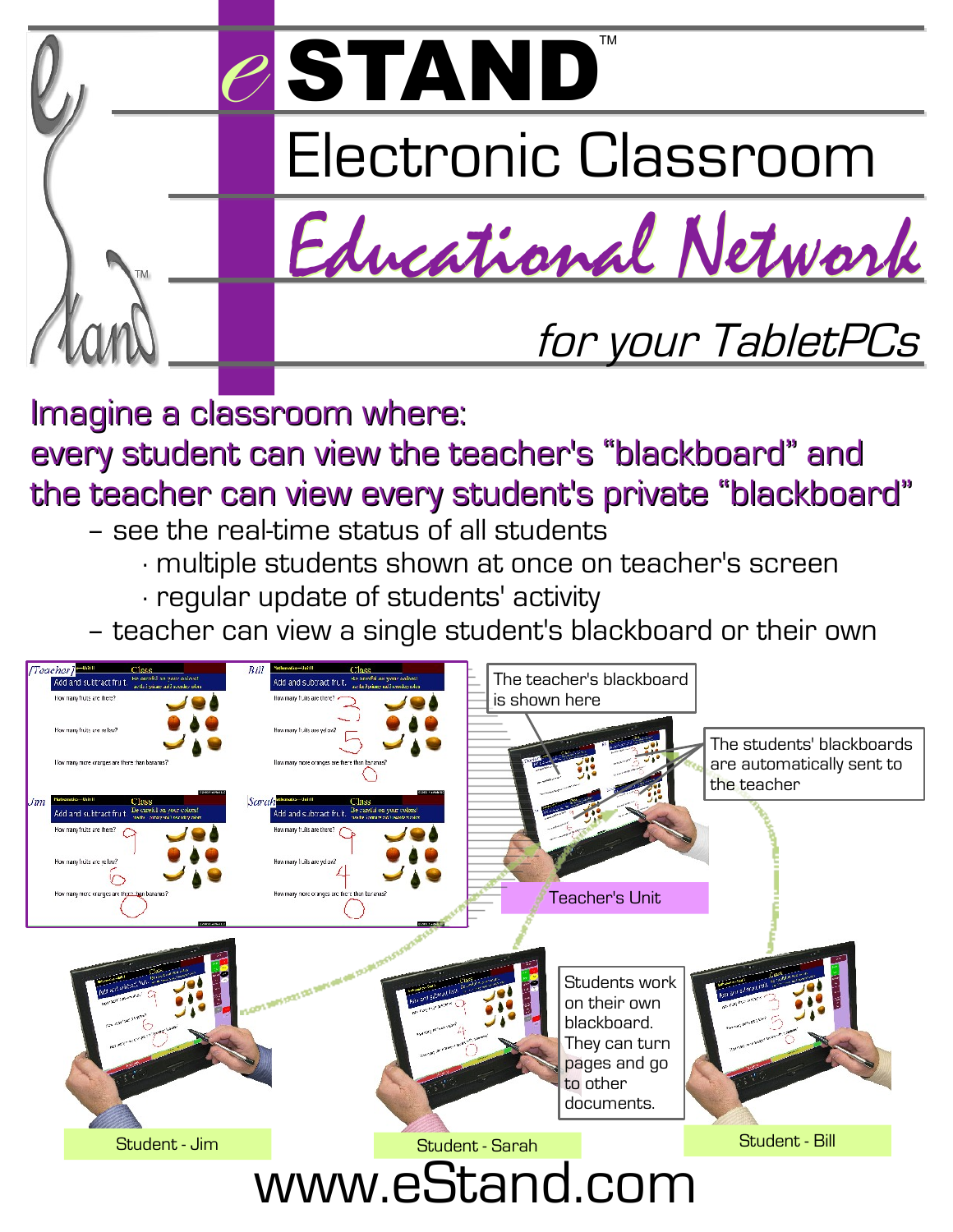# eSTAND™

## Electronic Classroom

## *Educational Network*

*for your TabletPCs*

**Imagine a classroom where:**
**every student can view the teacher's "blackboard" and the teacher can view every student's private "blackboard"**

- see the real-time status of all students
  - multiple students shown at once on teacher's screen
  - regular update of students' activity
- teacher can view a single student's blackboard or their own

The teacher's blackboard is shown here

The students' blackboards are automatically sent to the teacher

Teacher's Unit

Students work on their own blackboard. They can turn pages and go to other documents.

Student - Jim

Student - Sarah

Student - Bill

www.eStand.com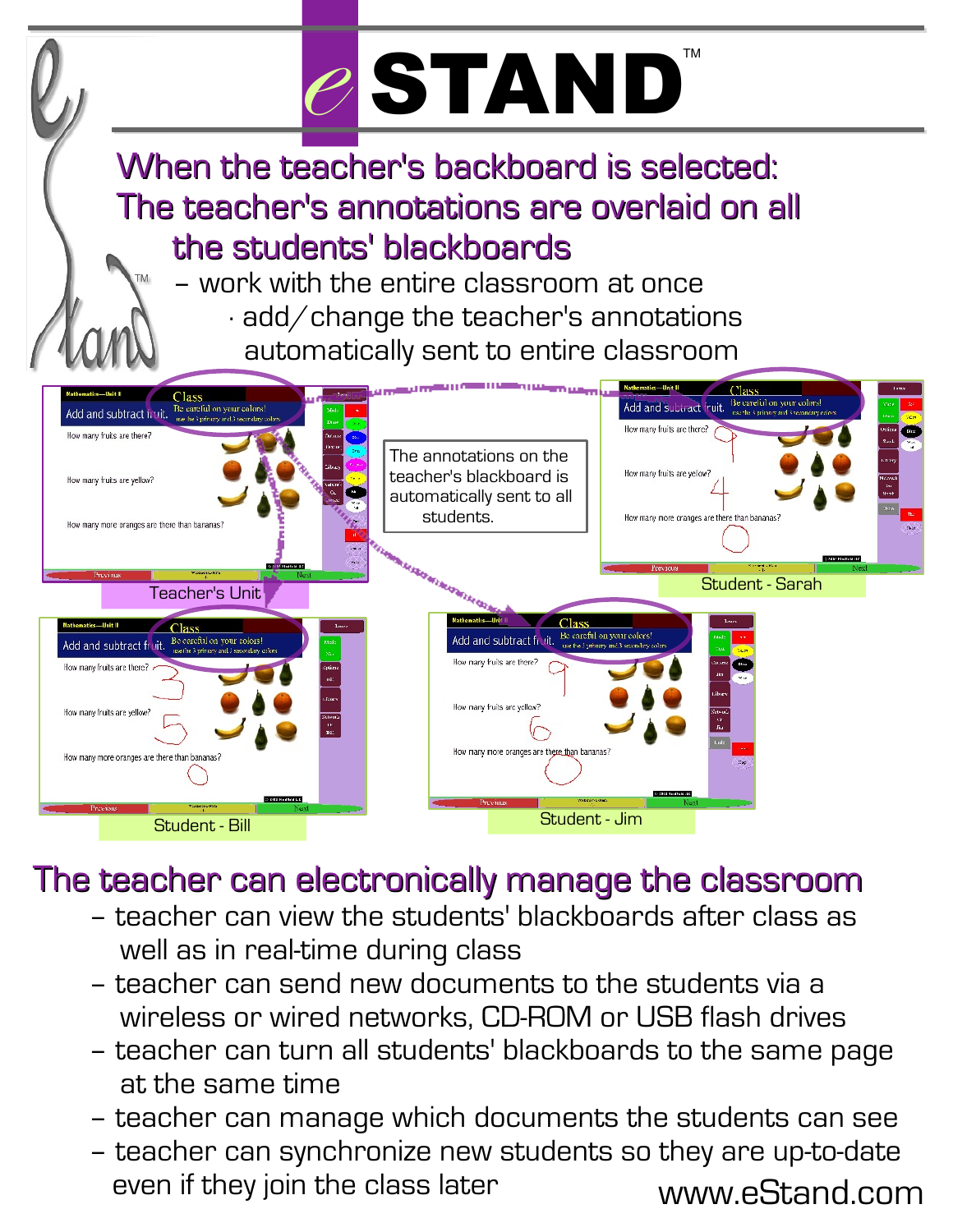# eSTAND™

## When the teacher's backboard is selected: The teacher's annotations are overlaid on all the students' blackboards

- work with the entire classroom at once
  - add/change the teacher's annotations automatically sent to entire classroom

The annotations on the teacher's blackboard is automatically sent to all students.

Teacher's Unit

Student - Sarah

Student - Bill

Student - Jim

## The teacher can electronically manage the classroom

- teacher can view the students' blackboards after class as well as in real-time during class
- teacher can send new documents to the students via a wireless or wired networks, CD-ROM or USB flash drives
- teacher can turn all students' blackboards to the same page at the same time
- teacher can manage which documents the students can see
- teacher can synchronize new students so they are up-to-date even if they join the class later

www.eStand.com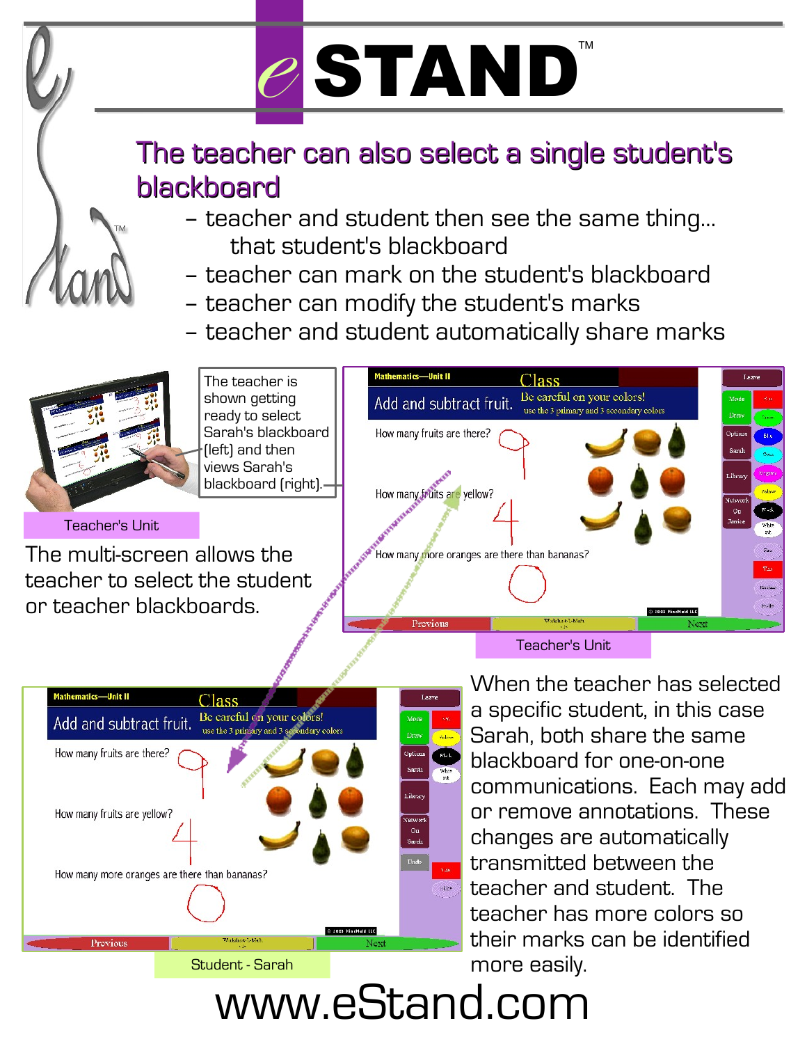# eSTAND™

## The teacher can also select a single student's blackboard

- teacher and student then see the same thing... that student's blackboard
- teacher can mark on the student's blackboard
- teacher can modify the student's marks
- teacher and student automatically share marks

The teacher is shown getting ready to select Sarah's blackboard (left) and then views Sarah's blackboard (right).

Teacher's Unit

The multi-screen allows the teacher to select the student or teacher blackboards.

Teacher's Unit

Student - Sarah

When the teacher has selected a specific student, in this case Sarah, both share the same blackboard for one-on-one communications. Each may add or remove annotations. These changes are automatically transmitted between the teacher and student. The teacher has more colors so their marks can be identified more easily.

www.eStand.com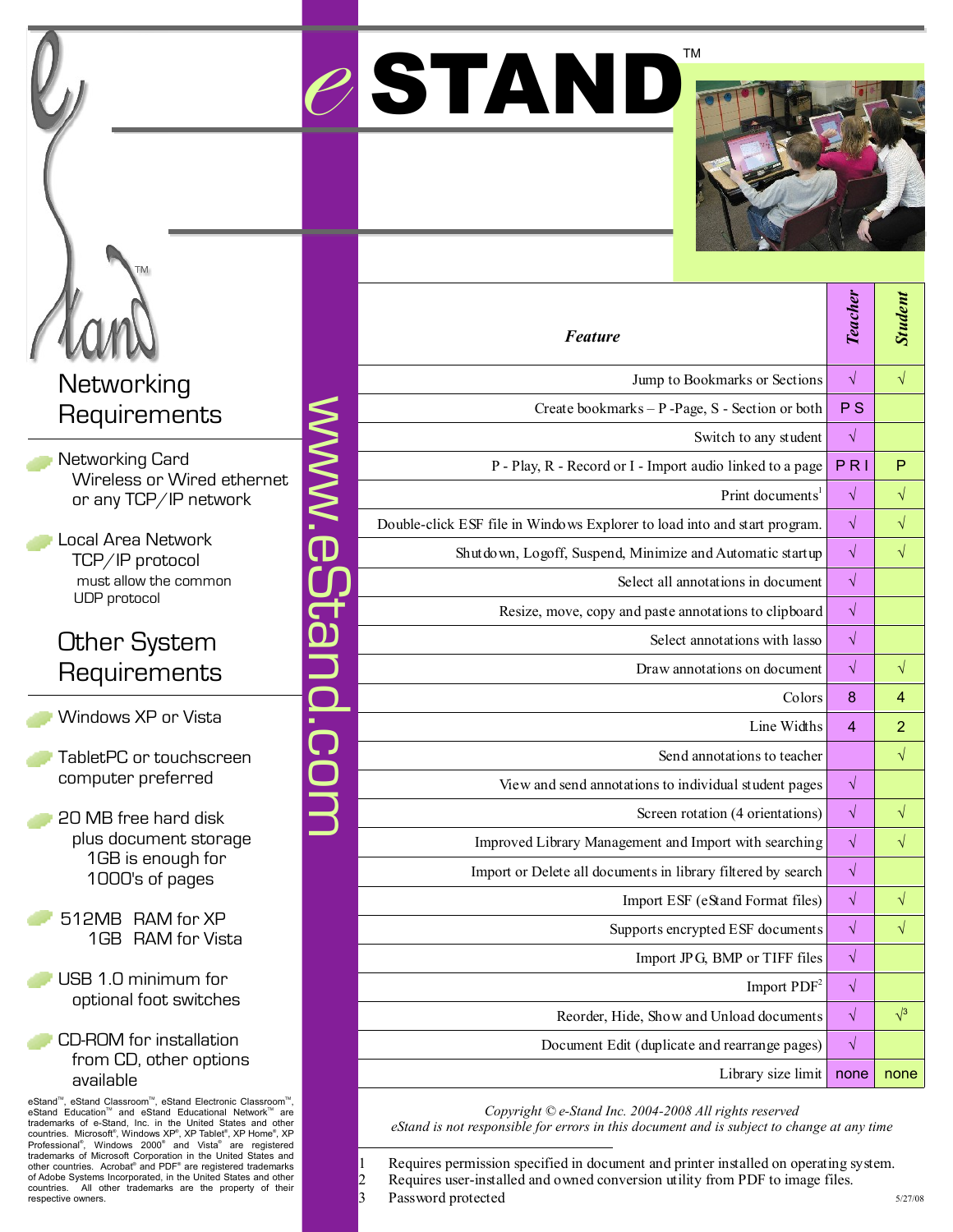# eSTAND™

## Networking Requirements

- Networking Card
  Wireless or Wired ethernet
  or any TCP/IP network
- Local Area Network
  TCP/IP protocol
  must allow the common
  UDP protocol

## Other System Requirements

- Windows XP or Vista
- TabletPC or touchscreen computer preferred
- 20 MB free hard disk
  plus document storage
  1GB is enough for
  1000's of pages
- 512MB RAM for XP
  1GB RAM for Vista
- USB 1.0 minimum for
  optional foot switches
- CD-ROM for installation
  from CD, other options
  available

eStand™, eStand Classroom™, eStand Electronic Classroom™, eStand Education™ and eStand Educational Network™ are trademarks of e-Stand, Inc. in the United States and other countries. Microsoft®, Windows XP®, XP Tablet®, XP Home®, XP Professional®, Windows 2000® and Vista® are registered trademarks of Microsoft Corporation in the United States and other countries. Acrobat® and PDF® are registered trademarks of Adobe Systems Incorporated, in the United States and other countries. All other trademarks are the property of their respective owners.

www.eStand.com

| *Feature* | *Teacher* | *Student* |
|---|---|---|
| Jump to Bookmarks or Sections | √ | √ |
| Create bookmarks – P -Page, S - Section or both | P S | |
| Switch to any student | √ | |
| P - Play, R - Record or I - Import audio linked to a page | P R I | P |
| Print documents[1] | √ | √ |
| Double-click ESF file in Windows Explorer to load into and start program. | √ | √ |
| Shutdown, Logoff, Suspend, Minimize and Automatic startup | √ | √ |
| Select all annotations in document | √ | |
| Resize, move, copy and paste annotations to clipboard | √ | |
| Select annotations with lasso | √ | |
| Draw annotations on document | √ | √ |
| Colors | 8 | 4 |
| Line Widths | 4 | 2 |
| Send annotations to teacher | | √ |
| View and send annotations to individual student pages | √ | |
| Screen rotation (4 orientations) | √ | √ |
| Improved Library Management and Import with searching | √ | √ |
| Import or Delete all documents in library filtered by search | √ | |
| Import ESF (eStand Format files) | √ | √ |
| Supports encrypted ESF documents | √ | √ |
| Import JPG, BMP or TIFF files | √ | |
| Import PDF[2] | √ | |
| Reorder, Hide, Show and Unload documents | √ | √[3] |
| Document Edit (duplicate and rearrange pages) | √ | |
| Library size limit | none | none |

*Copyright © e-Stand Inc. 2004-2008 All rights reserved*
*eStand is not responsible for errors in this document and is subject to change at any time*

1 Requires permission specified in document and printer installed on operating system.
2 Requires user-installed and owned conversion utility from PDF to image files.
3 Password protected

5/27/08